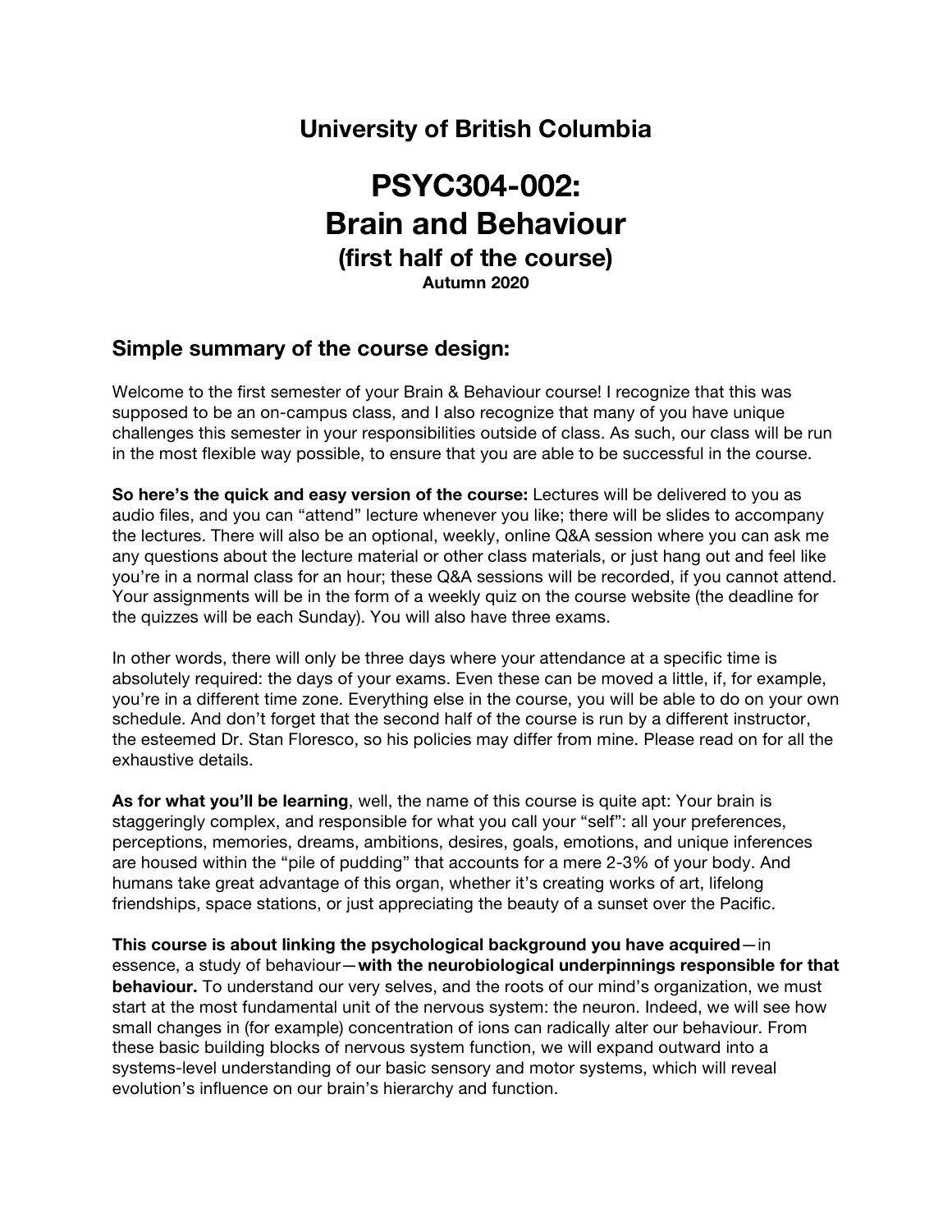## University of British Columbia

# PSYC304-002: Brain and Behaviour

### (first half of the course)

**Autumn 2020**

## Simple summary of the course design:

Welcome to the first semester of your Brain & Behaviour course! I recognize that this was supposed to be an on-campus class, and I also recognize that many of you have unique challenges this semester in your responsibilities outside of class. As such, our class will be run in the most flexible way possible, to ensure that you are able to be successful in the course.

**So here's the quick and easy version of the course:** Lectures will be delivered to you as audio files, and you can "attend" lecture whenever you like; there will be slides to accompany the lectures. There will also be an optional, weekly, online Q&A session where you can ask me any questions about the lecture material or other class materials, or just hang out and feel like you're in a normal class for an hour; these Q&A sessions will be recorded, if you cannot attend. Your assignments will be in the form of a weekly quiz on the course website (the deadline for the quizzes will be each Sunday). You will also have three exams.

In other words, there will only be three days where your attendance at a specific time is absolutely required: the days of your exams. Even these can be moved a little, if, for example, you're in a different time zone. Everything else in the course, you will be able to do on your own schedule. And don't forget that the second half of the course is run by a different instructor, the esteemed Dr. Stan Floresco, so his policies may differ from mine. Please read on for all the exhaustive details.

**As for what you'll be learning**, well, the name of this course is quite apt: Your brain is staggeringly complex, and responsible for what you call your "self": all your preferences, perceptions, memories, dreams, ambitions, desires, goals, emotions, and unique inferences are housed within the "pile of pudding" that accounts for a mere 2-3% of your body. And humans take great advantage of this organ, whether it's creating works of art, lifelong friendships, space stations, or just appreciating the beauty of a sunset over the Pacific.

**This course is about linking the psychological background you have acquired**—in essence, a study of behaviour—**with the neurobiological underpinnings responsible for that behaviour.** To understand our very selves, and the roots of our mind's organization, we must start at the most fundamental unit of the nervous system: the neuron. Indeed, we will see how small changes in (for example) concentration of ions can radically alter our behaviour. From these basic building blocks of nervous system function, we will expand outward into a systems-level understanding of our basic sensory and motor systems, which will reveal evolution's influence on our brain's hierarchy and function.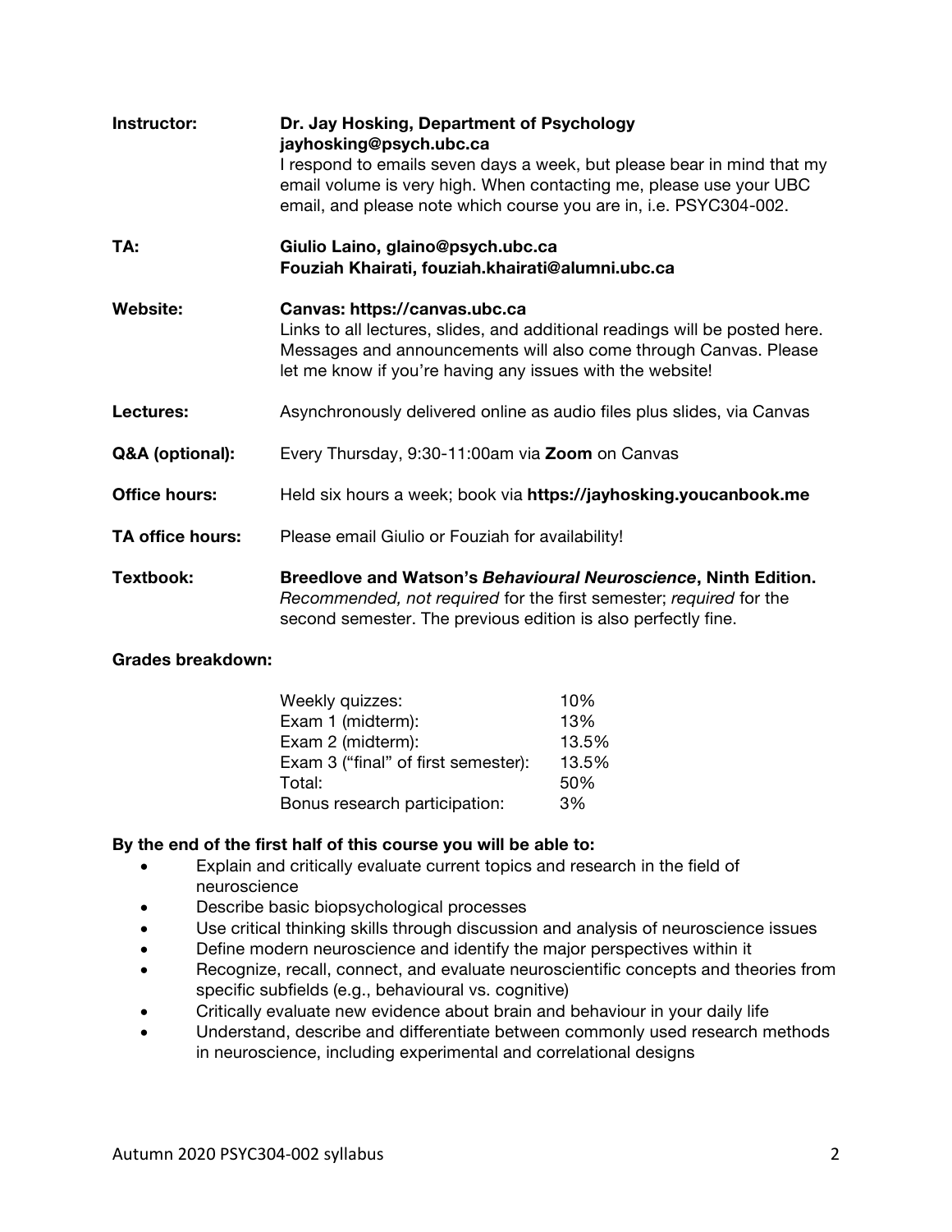**Instructor:** **Dr. Jay Hosking, Department of Psychology**
**jayhosking@psych.ubc.ca**
I respond to emails seven days a week, but please bear in mind that my email volume is very high. When contacting me, please use your UBC email, and please note which course you are in, i.e. PSYC304-002.

**TA:** **Giulio Laino, glaino@psych.ubc.ca**
**Fouziah Khairati, fouziah.khairati@alumni.ubc.ca**

**Website:** **Canvas: https://canvas.ubc.ca**
Links to all lectures, slides, and additional readings will be posted here. Messages and announcements will also come through Canvas. Please let me know if you're having any issues with the website!

**Lectures:** Asynchronously delivered online as audio files plus slides, via Canvas

**Q&A (optional):** Every Thursday, 9:30-11:00am via **Zoom** on Canvas

**Office hours:** Held six hours a week; book via **https://jayhosking.youcanbook.me**

**TA office hours:** Please email Giulio or Fouziah for availability!

**Textbook:** **Breedlove and Watson's *Behavioural Neuroscience*, Ninth Edition.**
*Recommended, not required* for the first semester; *required* for the second semester. The previous edition is also perfectly fine.

**Grades breakdown:**

| | |
|---|---|
| Weekly quizzes: | 10% |
| Exam 1 (midterm): | 13% |
| Exam 2 (midterm): | 13.5% |
| Exam 3 ("final" of first semester): | 13.5% |
| Total: | 50% |
| Bonus research participation: | 3% |

**By the end of the first half of this course you will be able to:**

- Explain and critically evaluate current topics and research in the field of neuroscience
- Describe basic biopsychological processes
- Use critical thinking skills through discussion and analysis of neuroscience issues
- Define modern neuroscience and identify the major perspectives within it
- Recognize, recall, connect, and evaluate neuroscientific concepts and theories from specific subfields (e.g., behavioural vs. cognitive)
- Critically evaluate new evidence about brain and behaviour in your daily life
- Understand, describe and differentiate between commonly used research methods in neuroscience, including experimental and correlational designs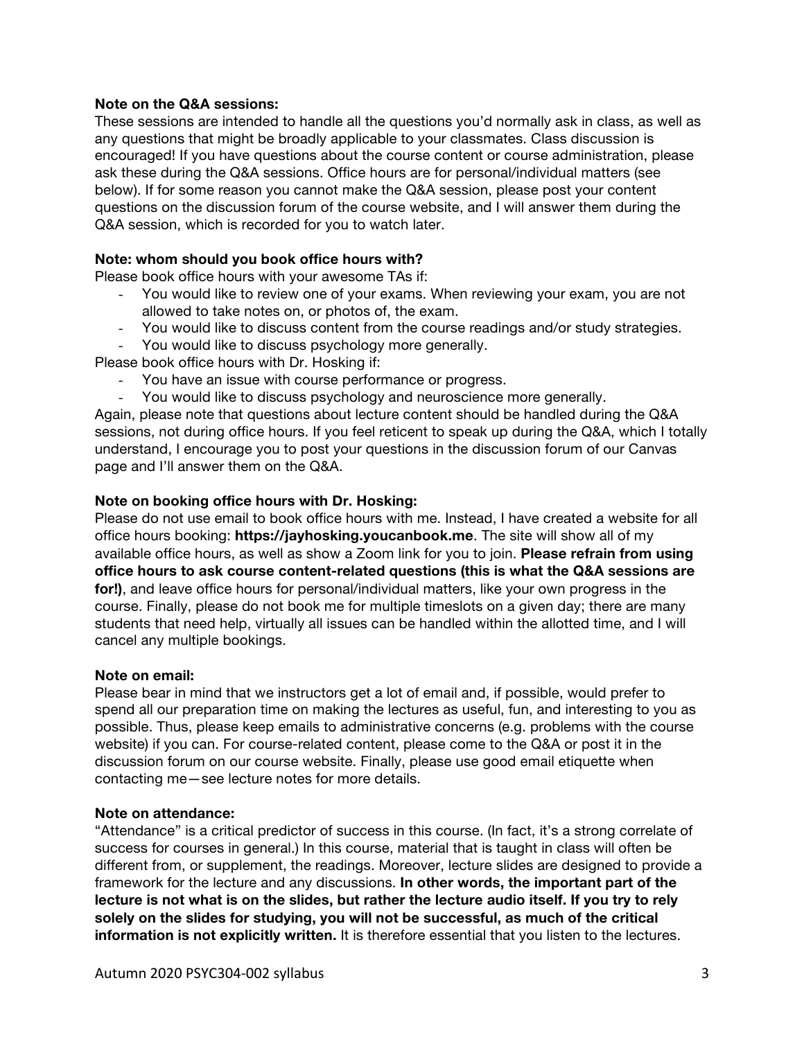**Note on the Q&A sessions:**

These sessions are intended to handle all the questions you'd normally ask in class, as well as any questions that might be broadly applicable to your classmates. Class discussion is encouraged! If you have questions about the course content or course administration, please ask these during the Q&A sessions. Office hours are for personal/individual matters (see below). If for some reason you cannot make the Q&A session, please post your content questions on the discussion forum of the course website, and I will answer them during the Q&A session, which is recorded for you to watch later.

**Note: whom should you book office hours with?**

Please book office hours with your awesome TAs if:

- You would like to review one of your exams. When reviewing your exam, you are not allowed to take notes on, or photos of, the exam.
- You would like to discuss content from the course readings and/or study strategies.
- You would like to discuss psychology more generally.

Please book office hours with Dr. Hosking if:

- You have an issue with course performance or progress.
- You would like to discuss psychology and neuroscience more generally.

Again, please note that questions about lecture content should be handled during the Q&A sessions, not during office hours. If you feel reticent to speak up during the Q&A, which I totally understand, I encourage you to post your questions in the discussion forum of our Canvas page and I'll answer them on the Q&A.

**Note on booking office hours with Dr. Hosking:**

Please do not use email to book office hours with me. Instead, I have created a website for all office hours booking: **https://jayhosking.youcanbook.me**. The site will show all of my available office hours, as well as show a Zoom link for you to join. **Please refrain from using office hours to ask course content-related questions (this is what the Q&A sessions are for!)**, and leave office hours for personal/individual matters, like your own progress in the course. Finally, please do not book me for multiple timeslots on a given day; there are many students that need help, virtually all issues can be handled within the allotted time, and I will cancel any multiple bookings.

**Note on email:**

Please bear in mind that we instructors get a lot of email and, if possible, would prefer to spend all our preparation time on making the lectures as useful, fun, and interesting to you as possible. Thus, please keep emails to administrative concerns (e.g. problems with the course website) if you can. For course-related content, please come to the Q&A or post it in the discussion forum on our course website. Finally, please use good email etiquette when contacting me—see lecture notes for more details.

**Note on attendance:**

"Attendance" is a critical predictor of success in this course. (In fact, it's a strong correlate of success for courses in general.) In this course, material that is taught in class will often be different from, or supplement, the readings. Moreover, lecture slides are designed to provide a framework for the lecture and any discussions. **In other words, the important part of the lecture is not what is on the slides, but rather the lecture audio itself. If you try to rely solely on the slides for studying, you will not be successful, as much of the critical information is not explicitly written.** It is therefore essential that you listen to the lectures.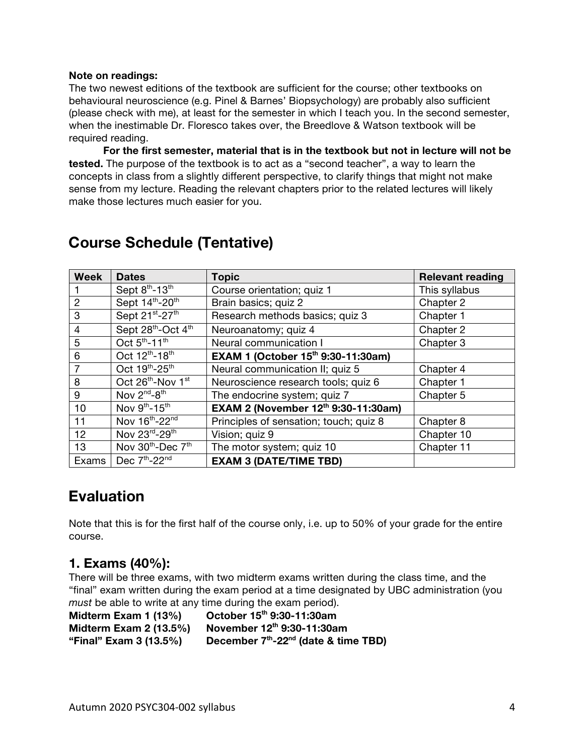**Note on readings:**

The two newest editions of the textbook are sufficient for the course; other textbooks on behavioural neuroscience (e.g. Pinel & Barnes' Biopsychology) are probably also sufficient (please check with me), at least for the semester in which I teach you. In the second semester, when the inestimable Dr. Floresco takes over, the Breedlove & Watson textbook will be required reading.

**For the first semester, material that is in the textbook but not in lecture will not be tested.** The purpose of the textbook is to act as a "second teacher", a way to learn the concepts in class from a slightly different perspective, to clarify things that might not make sense from my lecture. Reading the relevant chapters prior to the related lectures will likely make those lectures much easier for you.

# Course Schedule (Tentative)

| Week | Dates | Topic | Relevant reading |
|---|---|---|---|
| 1 | Sept 8th-13th | Course orientation; quiz 1 | This syllabus |
| 2 | Sept 14th-20th | Brain basics; quiz 2 | Chapter 2 |
| 3 | Sept 21st-27th | Research methods basics; quiz 3 | Chapter 1 |
| 4 | Sept 28th-Oct 4th | Neuroanatomy; quiz 4 | Chapter 2 |
| 5 | Oct 5th-11th | Neural communication I | Chapter 3 |
| 6 | Oct 12th-18th | **EXAM 1 (October 15th 9:30-11:30am)** | |
| 7 | Oct 19th-25th | Neural communication II; quiz 5 | Chapter 4 |
| 8 | Oct 26th-Nov 1st | Neuroscience research tools; quiz 6 | Chapter 1 |
| 9 | Nov 2nd-8th | The endocrine system; quiz 7 | Chapter 5 |
| 10 | Nov 9th-15th | **EXAM 2 (November 12th 9:30-11:30am)** | |
| 11 | Nov 16th-22nd | Principles of sensation; touch; quiz 8 | Chapter 8 |
| 12 | Nov 23rd-29th | Vision; quiz 9 | Chapter 10 |
| 13 | Nov 30th-Dec 7th | The motor system; quiz 10 | Chapter 11 |
| Exams | Dec 7th-22nd | **EXAM 3 (DATE/TIME TBD)** | |

# Evaluation

Note that this is for the first half of the course only, i.e. up to 50% of your grade for the entire course.

## 1. Exams (40%):

There will be three exams, with two midterm exams written during the class time, and the "final" exam written during the exam period at a time designated by UBC administration (you *must* be able to write at any time during the exam period).

**Midterm Exam 1 (13%)** **October 15th 9:30-11:30am**
**Midterm Exam 2 (13.5%)** **November 12th 9:30-11:30am**
**"Final" Exam 3 (13.5%)** **December 7th-22nd (date & time TBD)**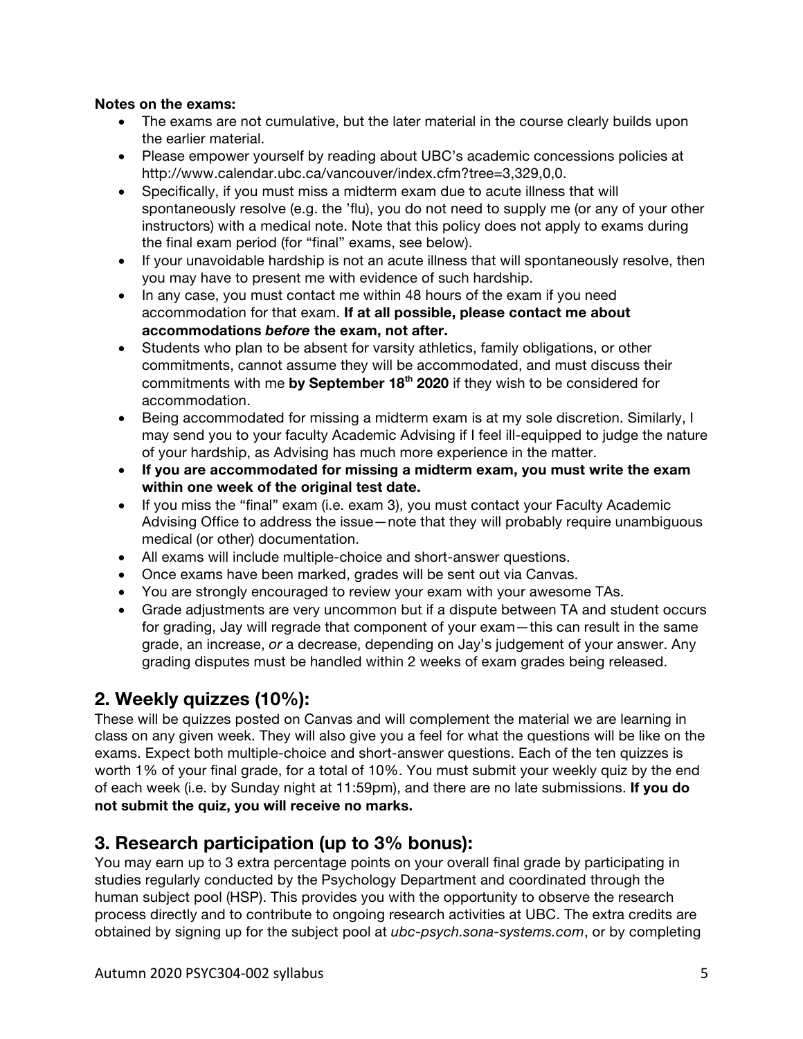**Notes on the exams:**

- The exams are not cumulative, but the later material in the course clearly builds upon the earlier material.
- Please empower yourself by reading about UBC's academic concessions policies at http://www.calendar.ubc.ca/vancouver/index.cfm?tree=3,329,0,0.
- Specifically, if you must miss a midterm exam due to acute illness that will spontaneously resolve (e.g. the 'flu), you do not need to supply me (or any of your other instructors) with a medical note. Note that this policy does not apply to exams during the final exam period (for "final" exams, see below).
- If your unavoidable hardship is not an acute illness that will spontaneously resolve, then you may have to present me with evidence of such hardship.
- In any case, you must contact me within 48 hours of the exam if you need accommodation for that exam. **If at all possible, please contact me about accommodations *before* the exam, not after.**
- Students who plan to be absent for varsity athletics, family obligations, or other commitments, cannot assume they will be accommodated, and must discuss their commitments with me **by September 18th 2020** if they wish to be considered for accommodation.
- Being accommodated for missing a midterm exam is at my sole discretion. Similarly, I may send you to your faculty Academic Advising if I feel ill-equipped to judge the nature of your hardship, as Advising has much more experience in the matter.
- **If you are accommodated for missing a midterm exam, you must write the exam within one week of the original test date.**
- If you miss the "final" exam (i.e. exam 3), you must contact your Faculty Academic Advising Office to address the issue—note that they will probably require unambiguous medical (or other) documentation.
- All exams will include multiple-choice and short-answer questions.
- Once exams have been marked, grades will be sent out via Canvas.
- You are strongly encouraged to review your exam with your awesome TAs.
- Grade adjustments are very uncommon but if a dispute between TA and student occurs for grading, Jay will regrade that component of your exam—this can result in the same grade, an increase, *or* a decrease, depending on Jay's judgement of your answer. Any grading disputes must be handled within 2 weeks of exam grades being released.

## 2. Weekly quizzes (10%):

These will be quizzes posted on Canvas and will complement the material we are learning in class on any given week. They will also give you a feel for what the questions will be like on the exams. Expect both multiple-choice and short-answer questions. Each of the ten quizzes is worth 1% of your final grade, for a total of 10%. You must submit your weekly quiz by the end of each week (i.e. by Sunday night at 11:59pm), and there are no late submissions. **If you do not submit the quiz, you will receive no marks.**

## 3. Research participation (up to 3% bonus):

You may earn up to 3 extra percentage points on your overall final grade by participating in studies regularly conducted by the Psychology Department and coordinated through the human subject pool (HSP). This provides you with the opportunity to observe the research process directly and to contribute to ongoing research activities at UBC. The extra credits are obtained by signing up for the subject pool at *ubc-psych.sona-systems.com*, or by completing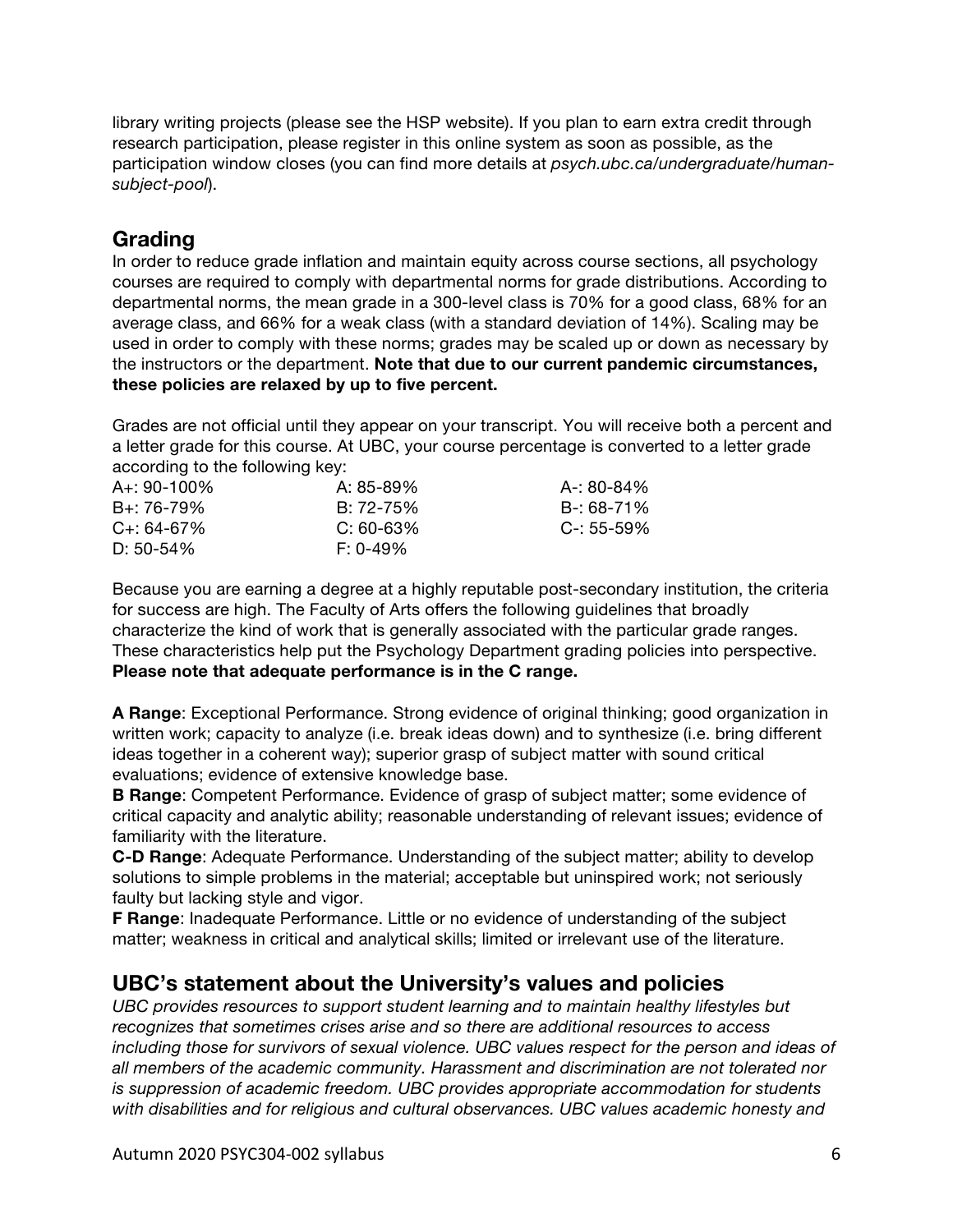library writing projects (please see the HSP website). If you plan to earn extra credit through research participation, please register in this online system as soon as possible, as the participation window closes (you can find more details at *psych.ubc.ca/undergraduate/human-subject-pool*).

## Grading

In order to reduce grade inflation and maintain equity across course sections, all psychology courses are required to comply with departmental norms for grade distributions. According to departmental norms, the mean grade in a 300-level class is 70% for a good class, 68% for an average class, and 66% for a weak class (with a standard deviation of 14%). Scaling may be used in order to comply with these norms; grades may be scaled up or down as necessary by the instructors or the department. **Note that due to our current pandemic circumstances, these policies are relaxed by up to five percent.**

Grades are not official until they appear on your transcript. You will receive both a percent and a letter grade for this course. At UBC, your course percentage is converted to a letter grade according to the following key:

| | | |
|---|---|---|
| A+: 90-100% | A: 85-89% | A-: 80-84% |
| B+: 76-79% | B: 72-75% | B-: 68-71% |
| C+: 64-67% | C: 60-63% | C-: 55-59% |
| D: 50-54% | F: 0-49% | |

Because you are earning a degree at a highly reputable post-secondary institution, the criteria for success are high. The Faculty of Arts offers the following guidelines that broadly characterize the kind of work that is generally associated with the particular grade ranges. These characteristics help put the Psychology Department grading policies into perspective. **Please note that adequate performance is in the C range.**

**A Range**: Exceptional Performance. Strong evidence of original thinking; good organization in written work; capacity to analyze (i.e. break ideas down) and to synthesize (i.e. bring different ideas together in a coherent way); superior grasp of subject matter with sound critical evaluations; evidence of extensive knowledge base.

**B Range**: Competent Performance. Evidence of grasp of subject matter; some evidence of critical capacity and analytic ability; reasonable understanding of relevant issues; evidence of familiarity with the literature.

**C-D Range**: Adequate Performance. Understanding of the subject matter; ability to develop solutions to simple problems in the material; acceptable but uninspired work; not seriously faulty but lacking style and vigor.

**F Range**: Inadequate Performance. Little or no evidence of understanding of the subject matter; weakness in critical and analytical skills; limited or irrelevant use of the literature.

## UBC's statement about the University's values and policies

*UBC provides resources to support student learning and to maintain healthy lifestyles but recognizes that sometimes crises arise and so there are additional resources to access including those for survivors of sexual violence. UBC values respect for the person and ideas of all members of the academic community. Harassment and discrimination are not tolerated nor is suppression of academic freedom. UBC provides appropriate accommodation for students with disabilities and for religious and cultural observances. UBC values academic honesty and*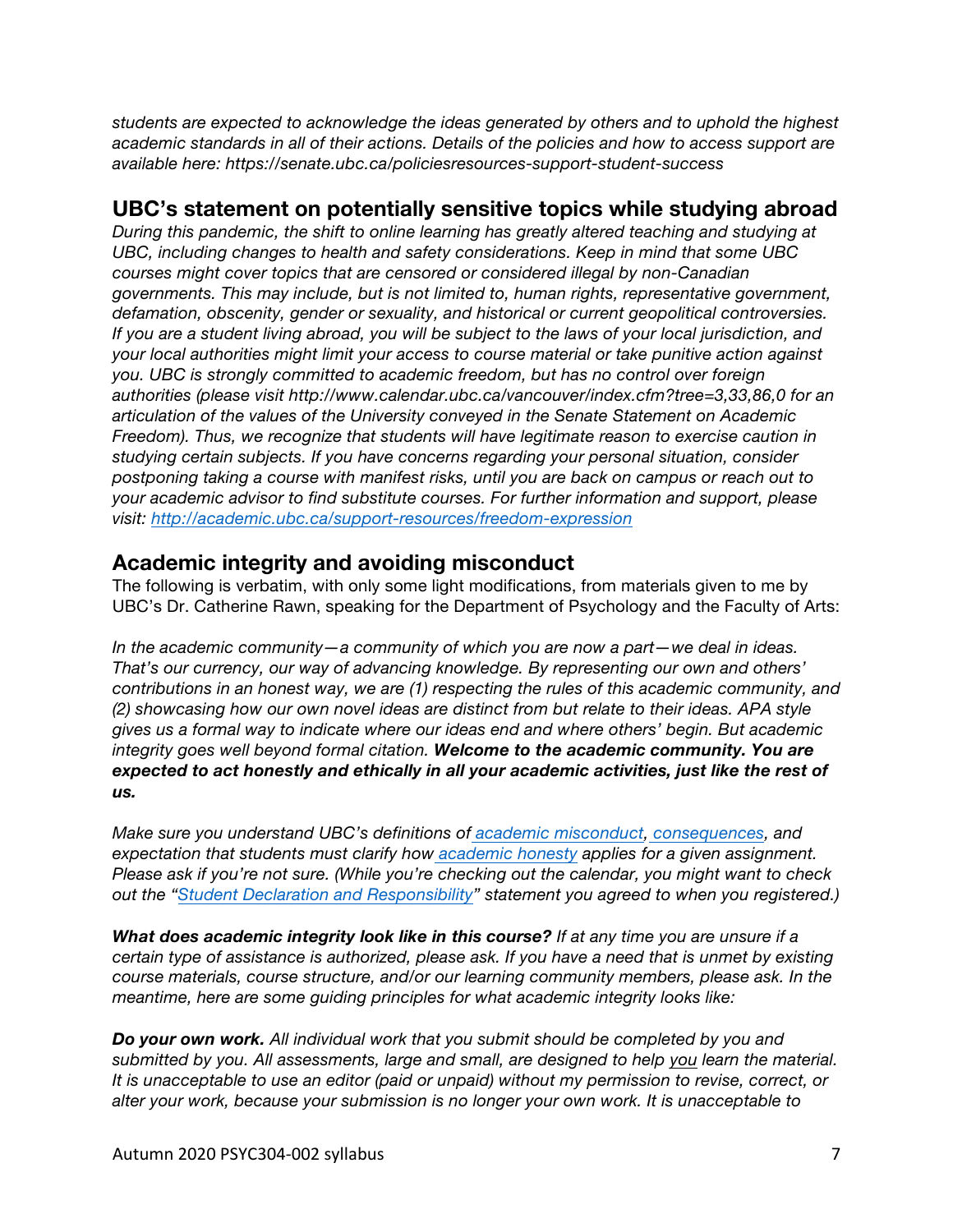*students are expected to acknowledge the ideas generated by others and to uphold the highest academic standards in all of their actions. Details of the policies and how to access support are available here: https://senate.ubc.ca/policiesresources-support-student-success*

## UBC's statement on potentially sensitive topics while studying abroad

*During this pandemic, the shift to online learning has greatly altered teaching and studying at UBC, including changes to health and safety considerations. Keep in mind that some UBC courses might cover topics that are censored or considered illegal by non-Canadian governments. This may include, but is not limited to, human rights, representative government, defamation, obscenity, gender or sexuality, and historical or current geopolitical controversies. If you are a student living abroad, you will be subject to the laws of your local jurisdiction, and your local authorities might limit your access to course material or take punitive action against you. UBC is strongly committed to academic freedom, but has no control over foreign authorities (please visit http://www.calendar.ubc.ca/vancouver/index.cfm?tree=3,33,86,0 for an articulation of the values of the University conveyed in the Senate Statement on Academic Freedom). Thus, we recognize that students will have legitimate reason to exercise caution in studying certain subjects. If you have concerns regarding your personal situation, consider postponing taking a course with manifest risks, until you are back on campus or reach out to your academic advisor to find substitute courses. For further information and support, please visit: [http://academic.ubc.ca/support-resources/freedom-expression](http://academic.ubc.ca/support-resources/freedom-expression)*

## Academic integrity and avoiding misconduct

The following is verbatim, with only some light modifications, from materials given to me by UBC's Dr. Catherine Rawn, speaking for the Department of Psychology and the Faculty of Arts:

*In the academic community—a community of which you are now a part—we deal in ideas. That's our currency, our way of advancing knowledge. By representing our own and others' contributions in an honest way, we are (1) respecting the rules of this academic community, and (2) showcasing how our own novel ideas are distinct from but relate to their ideas. APA style gives us a formal way to indicate where our ideas end and where others' begin. But academic integrity goes well beyond formal citation.* ***Welcome to the academic community. You are expected to act honestly and ethically in all your academic activities, just like the rest of us.***

*Make sure you understand UBC's definitions of academic misconduct, consequences, and expectation that students must clarify how academic honesty applies for a given assignment. Please ask if you're not sure. (While you're checking out the calendar, you might want to check out the "Student Declaration and Responsibility" statement you agreed to when you registered.)*

***What does academic integrity look like in this course?*** *If at any time you are unsure if a certain type of assistance is authorized, please ask. If you have a need that is unmet by existing course materials, course structure, and/or our learning community members, please ask. In the meantime, here are some guiding principles for what academic integrity looks like:*

***Do your own work.*** *All individual work that you submit should be completed by you and submitted by you. All assessments, large and small, are designed to help you learn the material. It is unacceptable to use an editor (paid or unpaid) without my permission to revise, correct, or alter your work, because your submission is no longer your own work. It is unacceptable to*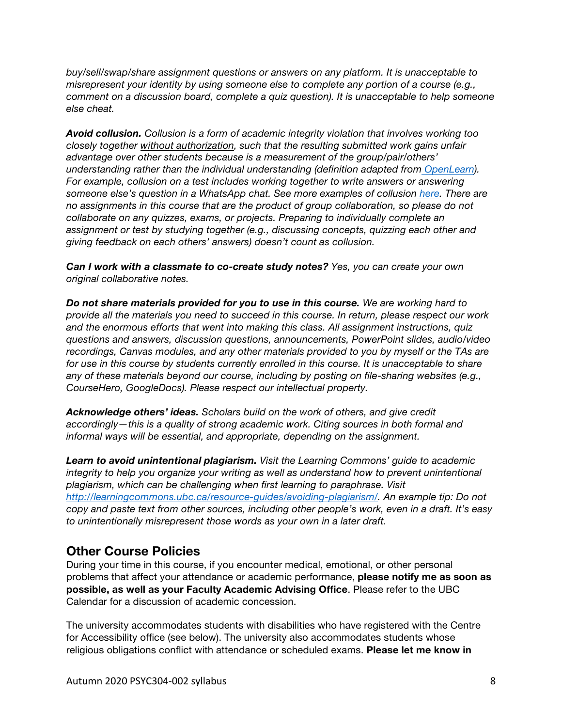*buy/sell/swap/share assignment questions or answers on any platform. It is unacceptable to misrepresent your identity by using someone else to complete any portion of a course (e.g., comment on a discussion board, complete a quiz question). It is unacceptable to help someone else cheat.*

***Avoid collusion.*** *Collusion is a form of academic integrity violation that involves working too closely together* *<u>without authorization</u>, such that the resulting submitted work gains unfair advantage over other students because is a measurement of the group/pair/others' understanding rather than the individual understanding (definition adapted from [OpenLearn]). For example, collusion on a test includes working together to write answers or answering someone else's question in a WhatsApp chat. See more examples of collusion [here]. There are no assignments in this course that are the product of group collaboration, so please do not collaborate on any quizzes, exams, or projects. Preparing to individually complete an assignment or test by studying together (e.g., discussing concepts, quizzing each other and giving feedback on each others' answers) doesn't count as collusion.*

***Can I work with a classmate to co-create study notes?*** *Yes, you can create your own original collaborative notes.*

***Do not share materials provided for you to use in this course.*** *We are working hard to provide all the materials you need to succeed in this course. In return, please respect our work and the enormous efforts that went into making this class. All assignment instructions, quiz questions and answers, discussion questions, announcements, PowerPoint slides, audio/video recordings, Canvas modules, and any other materials provided to you by myself or the TAs are for use in this course by students currently enrolled in this course. It is unacceptable to share any of these materials beyond our course, including by posting on file-sharing websites (e.g., CourseHero, GoogleDocs). Please respect our intellectual property.*

***Acknowledge others' ideas.*** *Scholars build on the work of others, and give credit accordingly—this is a quality of strong academic work. Citing sources in both formal and informal ways will be essential, and appropriate, depending on the assignment.*

***Learn to avoid unintentional plagiarism.*** *Visit the Learning Commons' guide to academic integrity to help you organize your writing as well as understand how to prevent unintentional plagiarism, which can be challenging when first learning to paraphrase. Visit http://learningcommons.ubc.ca/resource-guides/avoiding-plagiarism/. An example tip: Do not copy and paste text from other sources, including other people's work, even in a draft. It's easy to unintentionally misrepresent those words as your own in a later draft.*

## Other Course Policies

During your time in this course, if you encounter medical, emotional, or other personal problems that affect your attendance or academic performance, **please notify me as soon as possible, as well as your Faculty Academic Advising Office**. Please refer to the UBC Calendar for a discussion of academic concession.

The university accommodates students with disabilities who have registered with the Centre for Accessibility office (see below). The university also accommodates students whose religious obligations conflict with attendance or scheduled exams. **Please let me know in**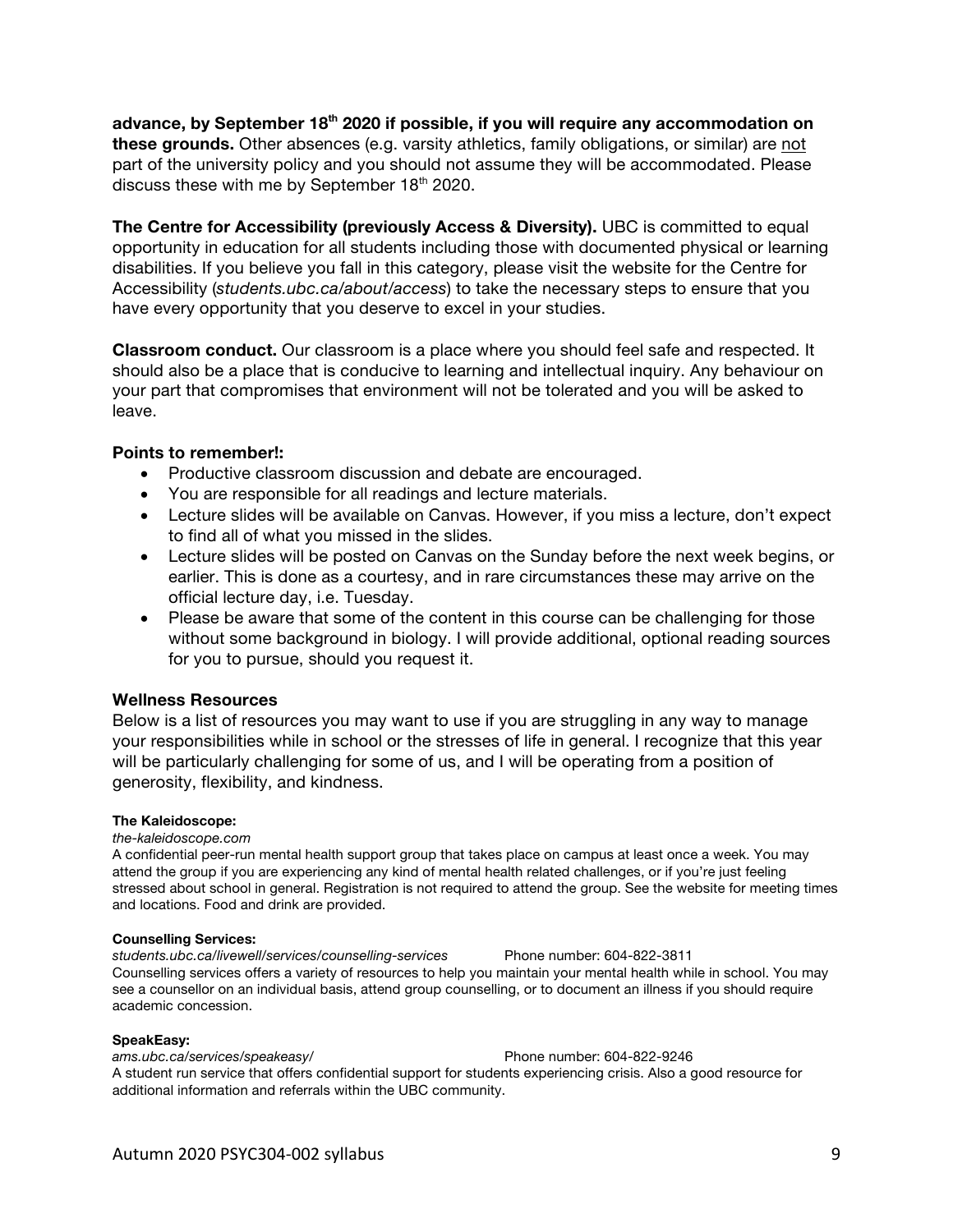**advance, by September 18th 2020 if possible, if you will require any accommodation on these grounds.** Other absences (e.g. varsity athletics, family obligations, or similar) are not part of the university policy and you should not assume they will be accommodated. Please discuss these with me by September 18th 2020.

**The Centre for Accessibility (previously Access & Diversity).** UBC is committed to equal opportunity in education for all students including those with documented physical or learning disabilities. If you believe you fall in this category, please visit the website for the Centre for Accessibility (*students.ubc.ca/about/access*) to take the necessary steps to ensure that you have every opportunity that you deserve to excel in your studies.

**Classroom conduct.** Our classroom is a place where you should feel safe and respected. It should also be a place that is conducive to learning and intellectual inquiry. Any behaviour on your part that compromises that environment will not be tolerated and you will be asked to leave.

### Points to remember!:

- Productive classroom discussion and debate are encouraged.
- You are responsible for all readings and lecture materials.
- Lecture slides will be available on Canvas. However, if you miss a lecture, don't expect to find all of what you missed in the slides.
- Lecture slides will be posted on Canvas on the Sunday before the next week begins, or earlier. This is done as a courtesy, and in rare circumstances these may arrive on the official lecture day, i.e. Tuesday.
- Please be aware that some of the content in this course can be challenging for those without some background in biology. I will provide additional, optional reading sources for you to pursue, should you request it.

### Wellness Resources

Below is a list of resources you may want to use if you are struggling in any way to manage your responsibilities while in school or the stresses of life in general. I recognize that this year will be particularly challenging for some of us, and I will be operating from a position of generosity, flexibility, and kindness.

**The Kaleidoscope:**
*the-kaleidoscope.com*
A confidential peer-run mental health support group that takes place on campus at least once a week. You may attend the group if you are experiencing any kind of mental health related challenges, or if you're just feeling stressed about school in general. Registration is not required to attend the group. See the website for meeting times and locations. Food and drink are provided.

**Counselling Services:**
*students.ubc.ca/livewell/services/counselling-services* Phone number: 604-822-3811
Counselling services offers a variety of resources to help you maintain your mental health while in school. You may see a counsellor on an individual basis, attend group counselling, or to document an illness if you should require academic concession.

**SpeakEasy:**
*ams.ubc.ca/services/speakeasy/* Phone number: 604-822-9246
A student run service that offers confidential support for students experiencing crisis. Also a good resource for additional information and referrals within the UBC community.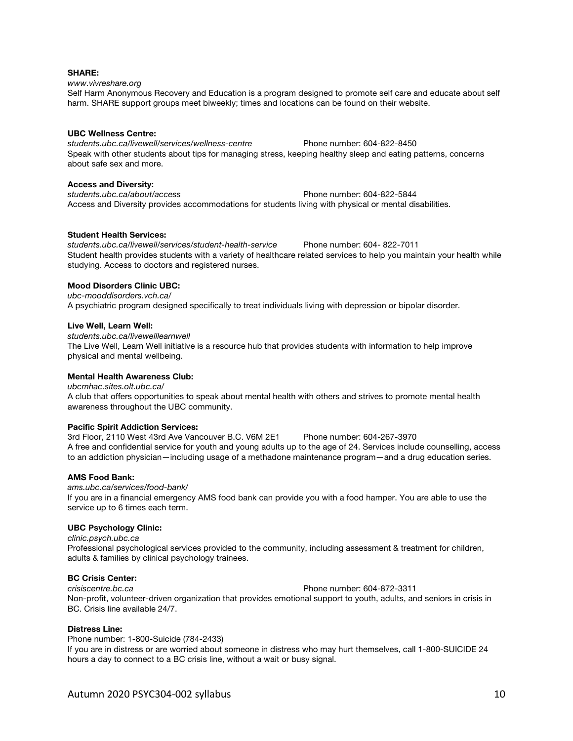**SHARE:**

*www.vivreshare.org*

Self Harm Anonymous Recovery and Education is a program designed to promote self care and educate about self harm. SHARE support groups meet biweekly; times and locations can be found on their website.

**UBC Wellness Centre:**

*students.ubc.ca/livewell/services/wellness-centre* Phone number: 604-822-8450

Speak with other students about tips for managing stress, keeping healthy sleep and eating patterns, concerns about safe sex and more.

**Access and Diversity:**

*students.ubc.ca/about/access* Phone number: 604-822-5844

Access and Diversity provides accommodations for students living with physical or mental disabilities.

**Student Health Services:**

*students.ubc.ca/livewell/services/student-health-service* Phone number: 604- 822-7011

Student health provides students with a variety of healthcare related services to help you maintain your health while studying. Access to doctors and registered nurses.

**Mood Disorders Clinic UBC:**

*ubc-mooddisorders.vch.ca/*

A psychiatric program designed specifically to treat individuals living with depression or bipolar disorder.

**Live Well, Learn Well:**

*students.ubc.ca/livewelllearnwell*

The Live Well, Learn Well initiative is a resource hub that provides students with information to help improve physical and mental wellbeing.

**Mental Health Awareness Club:**

*ubcmhac.sites.olt.ubc.ca/*

A club that offers opportunities to speak about mental health with others and strives to promote mental health awareness throughout the UBC community.

**Pacific Spirit Addiction Services:**

3rd Floor, 2110 West 43rd Ave Vancouver B.C. V6M 2E1 Phone number: 604-267-3970

A free and confidential service for youth and young adults up to the age of 24. Services include counselling, access to an addiction physician—including usage of a methadone maintenance program—and a drug education series.

**AMS Food Bank:**

*ams.ubc.ca/services/food-bank/*

If you are in a financial emergency AMS food bank can provide you with a food hamper. You are able to use the service up to 6 times each term.

**UBC Psychology Clinic:**

*clinic.psych.ubc.ca*

Professional psychological services provided to the community, including assessment & treatment for children, adults & families by clinical psychology trainees.

**BC Crisis Center:**

*crisiscentre.bc.ca* Phone number: 604-872-3311

Non-profit, volunteer-driven organization that provides emotional support to youth, adults, and seniors in crisis in BC. Crisis line available 24/7.

**Distress Line:**

Phone number: 1-800-Suicide (784-2433)

If you are in distress or are worried about someone in distress who may hurt themselves, call 1-800-SUICIDE 24 hours a day to connect to a BC crisis line, without a wait or busy signal.